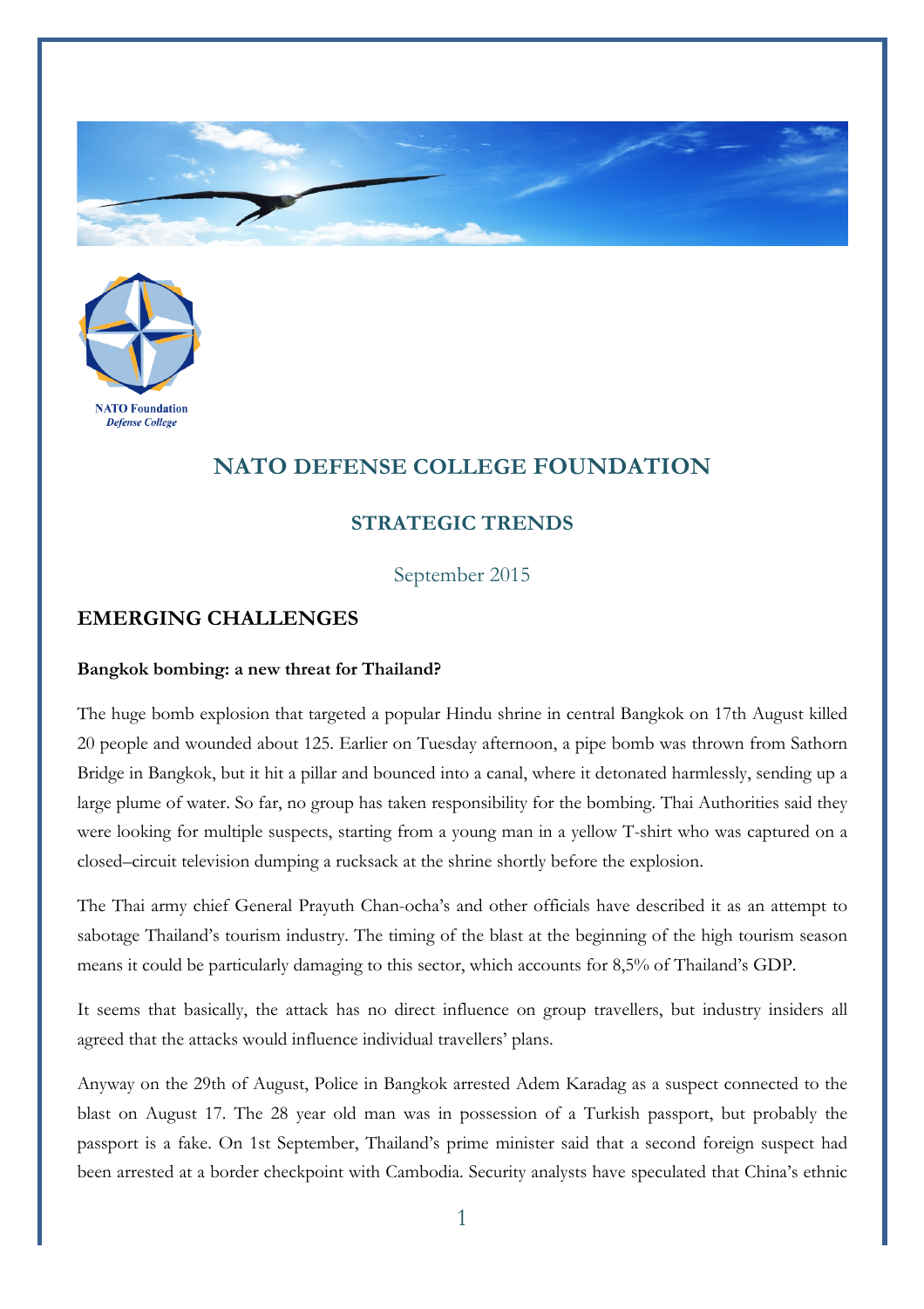NATO Foundation
*Defense College*

# NATO DEFENSE COLLEGE FOUNDATION

## STRATEGIC TRENDS

September 2015

## EMERGING CHALLENGES

**Bangkok bombing: a new threat for Thailand?**

The huge bomb explosion that targeted a popular Hindu shrine in central Bangkok on 17th August killed 20 people and wounded about 125. Earlier on Tuesday afternoon, a pipe bomb was thrown from Sathorn Bridge in Bangkok, but it hit a pillar and bounced into a canal, where it detonated harmlessly, sending up a large plume of water. So far, no group has taken responsibility for the bombing. Thai Authorities said they were looking for multiple suspects, starting from a young man in a yellow T-shirt who was captured on a closed–circuit television dumping a rucksack at the shrine shortly before the explosion.

The Thai army chief General Prayuth Chan-ocha's and other officials have described it as an attempt to sabotage Thailand's tourism industry. The timing of the blast at the beginning of the high tourism season means it could be particularly damaging to this sector, which accounts for 8,5% of Thailand's GDP.

It seems that basically, the attack has no direct influence on group travellers, but industry insiders all agreed that the attacks would influence individual travellers' plans.

Anyway on the 29th of August, Police in Bangkok arrested Adem Karadag as a suspect connected to the blast on August 17. The 28 year old man was in possession of a Turkish passport, but probably the passport is a fake. On 1st September, Thailand's prime minister said that a second foreign suspect had been arrested at a border checkpoint with Cambodia. Security analysts have speculated that China's ethnic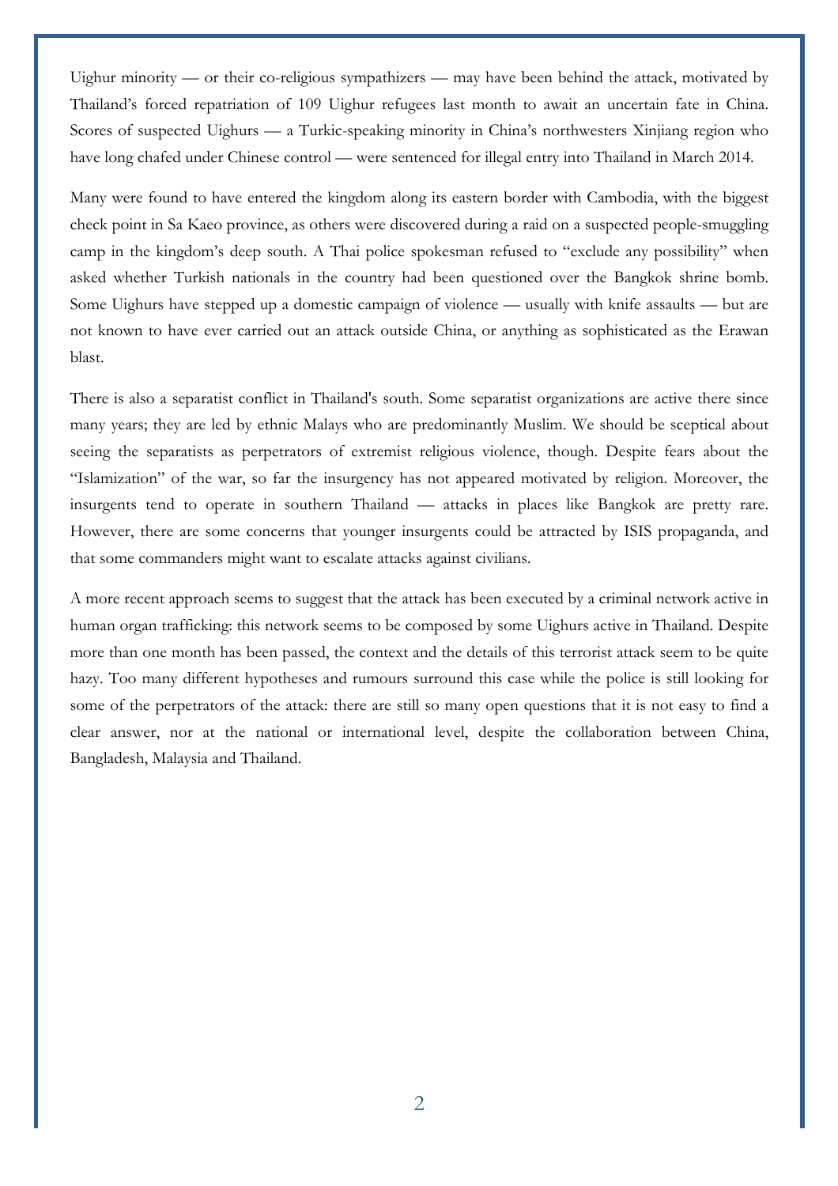Uighur minority — or their co-religious sympathizers — may have been behind the attack, motivated by Thailand's forced repatriation of 109 Uighur refugees last month to await an uncertain fate in China. Scores of suspected Uighurs — a Turkic-speaking minority in China's northwesters Xinjiang region who have long chafed under Chinese control — were sentenced for illegal entry into Thailand in March 2014.

Many were found to have entered the kingdom along its eastern border with Cambodia, with the biggest check point in Sa Kaeo province, as others were discovered during a raid on a suspected people-smuggling camp in the kingdom's deep south. A Thai police spokesman refused to "exclude any possibility" when asked whether Turkish nationals in the country had been questioned over the Bangkok shrine bomb. Some Uighurs have stepped up a domestic campaign of violence — usually with knife assaults — but are not known to have ever carried out an attack outside China, or anything as sophisticated as the Erawan blast.

There is also a separatist conflict in Thailand's south. Some separatist organizations are active there since many years; they are led by ethnic Malays who are predominantly Muslim. We should be sceptical about seeing the separatists as perpetrators of extremist religious violence, though. Despite fears about the "Islamization" of the war, so far the insurgency has not appeared motivated by religion. Moreover, the insurgents tend to operate in southern Thailand — attacks in places like Bangkok are pretty rare. However, there are some concerns that younger insurgents could be attracted by ISIS propaganda, and that some commanders might want to escalate attacks against civilians.

A more recent approach seems to suggest that the attack has been executed by a criminal network active in human organ trafficking: this network seems to be composed by some Uighurs active in Thailand. Despite more than one month has been passed, the context and the details of this terrorist attack seem to be quite hazy. Too many different hypotheses and rumours surround this case while the police is still looking for some of the perpetrators of the attack: there are still so many open questions that it is not easy to find a clear answer, nor at the national or international level, despite the collaboration between China, Bangladesh, Malaysia and Thailand.